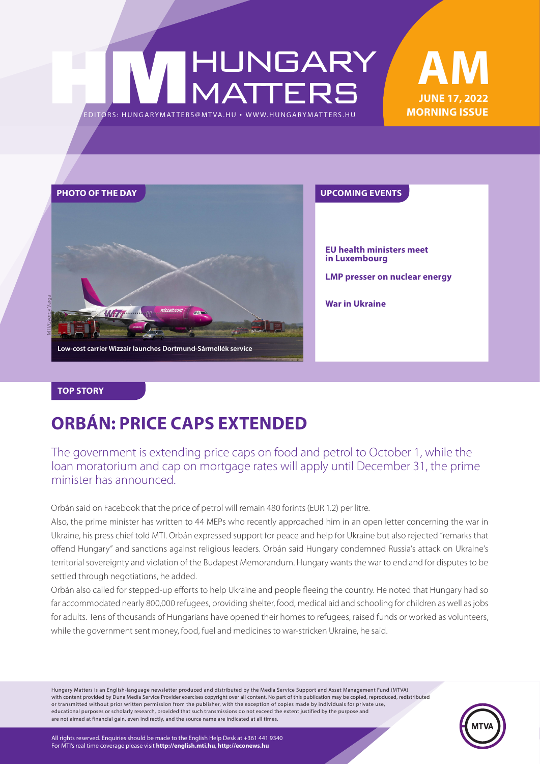# HUNGARY MATTERS

EDITORS: HUNGARYMATTERS@MTVA.HU • WWW.HUNGARYMATTERS.HU

**AM**
**JUNE 17, 2022**
**MORNING ISSUE**

## PHOTO OF THE DAY

MTI/György Varga

Low-cost carrier Wizzair launches Dortmund-Sármellék service

## UPCOMING EVENTS

**EU health ministers meet in Luxembourg**

**LMP presser on nuclear energy**

**War in Ukraine**

## TOP STORY

# ORBÁN: PRICE CAPS EXTENDED

The government is extending price caps on food and petrol to October 1, while the loan moratorium and cap on mortgage rates will apply until December 31, the prime minister has announced.

Orbán said on Facebook that the price of petrol will remain 480 forints (EUR 1.2) per litre.

Also, the prime minister has written to 44 MEPs who recently approached him in an open letter concerning the war in Ukraine, his press chief told MTI. Orbán expressed support for peace and help for Ukraine but also rejected "remarks that offend Hungary" and sanctions against religious leaders. Orbán said Hungary condemned Russia's attack on Ukraine's territorial sovereignty and violation of the Budapest Memorandum. Hungary wants the war to end and for disputes to be settled through negotiations, he added.

Orbán also called for stepped-up efforts to help Ukraine and people fleeing the country. He noted that Hungary had so far accommodated nearly 800,000 refugees, providing shelter, food, medical aid and schooling for children as well as jobs for adults. Tens of thousands of Hungarians have opened their homes to refugees, raised funds or worked as volunteers, while the government sent money, food, fuel and medicines to war-stricken Ukraine, he said.

Hungary Matters is an English-language newsletter produced and distributed by the Media Service Support and Asset Management Fund (MTVA) with content provided by Duna Media Service Provider exercises copyright over all content. No part of this publication may be copied, reproduced, redistributed or transmitted without prior written permission from the publisher, with the exception of copies made by individuals for private use, educational purposes or scholarly research, provided that such transmissions do not exceed the extent justified by the purpose and are not aimed at financial gain, even indirectly, and the source name are indicated at all times.

All rights reserved. Enquiries should be made to the English Help Desk at +361 441 9340
For MTI's real time coverage please visit **http://english.mti.hu**, **http://econews.hu**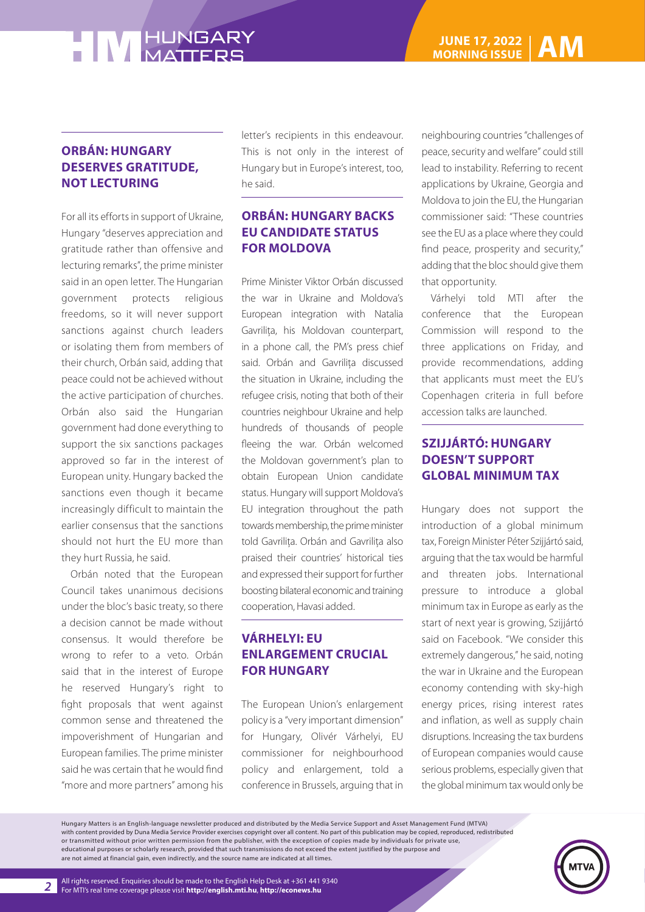## ORBÁN: HUNGARY DESERVES GRATITUDE, NOT LECTURING

For all its efforts in support of Ukraine, Hungary "deserves appreciation and gratitude rather than offensive and lecturing remarks", the prime minister said in an open letter. The Hungarian government protects religious freedoms, so it will never support sanctions against church leaders or isolating them from members of their church, Orbán said, adding that peace could not be achieved without the active participation of churches. Orbán also said the Hungarian government had done everything to support the six sanctions packages approved so far in the interest of European unity. Hungary backed the sanctions even though it became increasingly difficult to maintain the earlier consensus that the sanctions should not hurt the EU more than they hurt Russia, he said.

Orbán noted that the European Council takes unanimous decisions under the bloc's basic treaty, so there a decision cannot be made without consensus. It would therefore be wrong to refer to a veto. Orbán said that in the interest of Europe he reserved Hungary's right to fight proposals that went against common sense and threatened the impoverishment of Hungarian and European families. The prime minister said he was certain that he would find "more and more partners" among his letter's recipients in this endeavour. This is not only in the interest of Hungary but in Europe's interest, too, he said.

## ORBÁN: HUNGARY BACKS EU CANDIDATE STATUS FOR MOLDOVA

Prime Minister Viktor Orbán discussed the war in Ukraine and Moldova's European integration with Natalia Gavrilița, his Moldovan counterpart, in a phone call, the PM's press chief said. Orbán and Gavrilița discussed the situation in Ukraine, including the refugee crisis, noting that both of their countries neighbour Ukraine and help hundreds of thousands of people fleeing the war. Orbán welcomed the Moldovan government's plan to obtain European Union candidate status. Hungary will support Moldova's EU integration throughout the path towards membership, the prime minister told Gavrilița. Orbán and Gavrilița also praised their countries' historical ties and expressed their support for further boosting bilateral economic and training cooperation, Havasi added.

## VÁRHELYI: EU ENLARGEMENT CRUCIAL FOR HUNGARY

The European Union's enlargement policy is a "very important dimension" for Hungary, Olivér Várhelyi, EU commissioner for neighbourhood policy and enlargement, told a conference in Brussels, arguing that in neighbouring countries "challenges of peace, security and welfare" could still lead to instability. Referring to recent applications by Ukraine, Georgia and Moldova to join the EU, the Hungarian commissioner said: "These countries see the EU as a place where they could find peace, prosperity and security," adding that the bloc should give them that opportunity.

Várhelyi told MTI after the conference that the European Commission will respond to the three applications on Friday, and provide recommendations, adding that applicants must meet the EU's Copenhagen criteria in full before accession talks are launched.

## SZIJJÁRTÓ: HUNGARY DOESN'T SUPPORT GLOBAL MINIMUM TAX

Hungary does not support the introduction of a global minimum tax, Foreign Minister Péter Szijjártó said, arguing that the tax would be harmful and threaten jobs. International pressure to introduce a global minimum tax in Europe as early as the start of next year is growing, Szijjártó said on Facebook. "We consider this extremely dangerous," he said, noting the war in Ukraine and the European economy contending with sky-high energy prices, rising interest rates and inflation, as well as supply chain disruptions. Increasing the tax burdens of European companies would cause serious problems, especially given that the global minimum tax would only be

Hungary Matters is an English-language newsletter produced and distributed by the Media Service Support and Asset Management Fund (MTVA) with content provided by Duna Media Service Provider exercises copyright over all content. No part of this publication may be copied, reproduced, redistributed or transmitted without prior written permission from the publisher, with the exception of copies made by individuals for private use, educational purposes or scholarly research, provided that such transmissions do not exceed the extent justified by the purpose and are not aimed at financial gain, even indirectly, and the source name are indicated at all times.

All rights reserved. Enquiries should be made to the English Help Desk at +361 441 9340
For MTI's real time coverage please visit **http://english.mti.hu**, **http://econews.hu**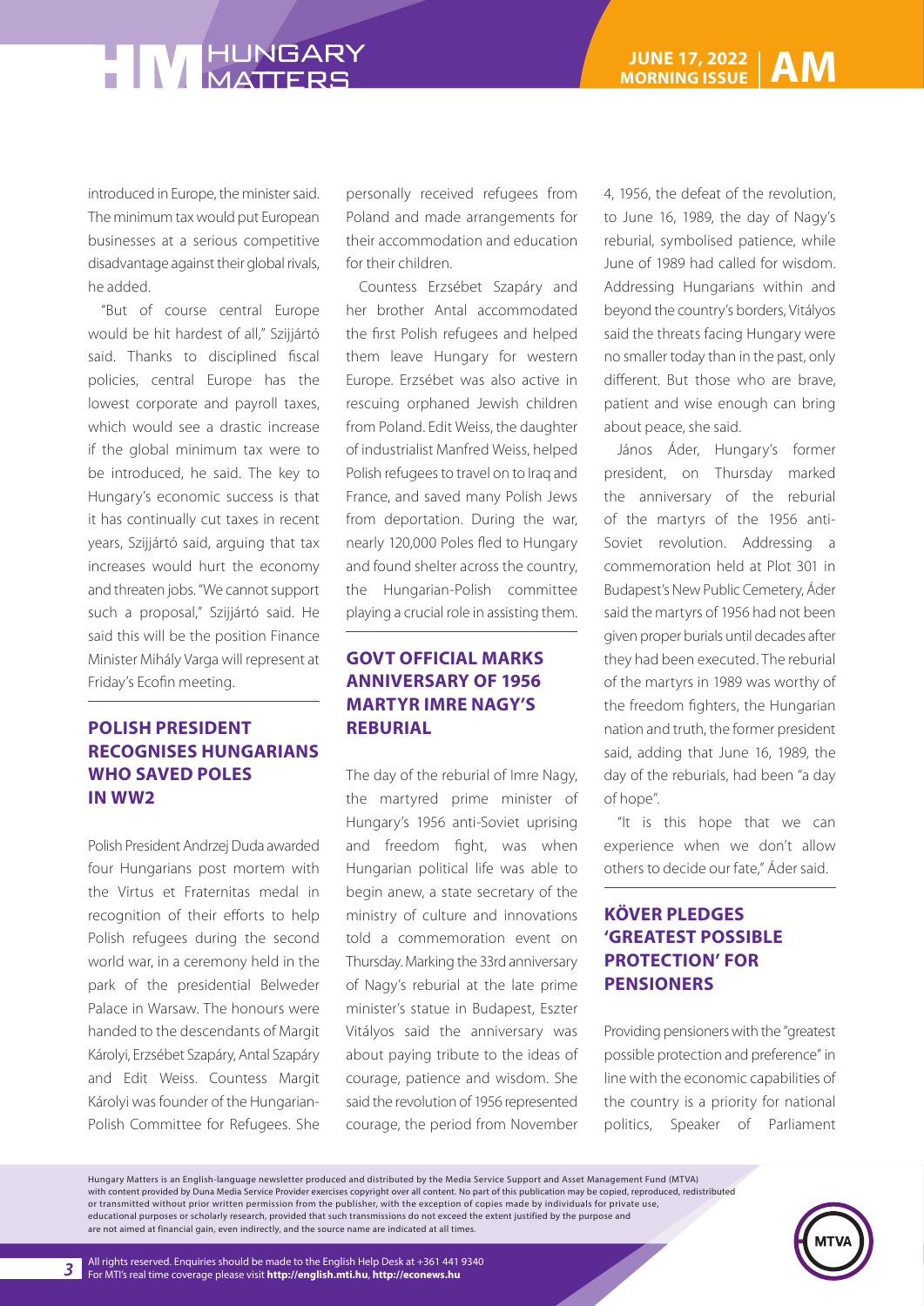introduced in Europe, the minister said. The minimum tax would put European businesses at a serious competitive disadvantage against their global rivals, he added.

"But of course central Europe would be hit hardest of all," Szijjártó said. Thanks to disciplined fiscal policies, central Europe has the lowest corporate and payroll taxes, which would see a drastic increase if the global minimum tax were to be introduced, he said. The key to Hungary's economic success is that it has continually cut taxes in recent years, Szijjártó said, arguing that tax increases would hurt the economy and threaten jobs. "We cannot support such a proposal," Szijjártó said. He said this will be the position Finance Minister Mihály Varga will represent at Friday's Ecofin meeting.

## POLISH PRESIDENT RECOGNISES HUNGARIANS WHO SAVED POLES IN WW2

Polish President Andrzej Duda awarded four Hungarians post mortem with the Virtus et Fraternitas medal in recognition of their efforts to help Polish refugees during the second world war, in a ceremony held in the park of the presidential Belweder Palace in Warsaw. The honours were handed to the descendants of Margit Károlyi, Erzsébet Szapáry, Antal Szapáry and Edit Weiss. Countess Margit Károlyi was founder of the Hungarian-Polish Committee for Refugees. She personally received refugees from Poland and made arrangements for their accommodation and education for their children.

Countess Erzsébet Szapáry and her brother Antal accommodated the first Polish refugees and helped them leave Hungary for western Europe. Erzsébet was also active in rescuing orphaned Jewish children from Poland. Edit Weiss, the daughter of industrialist Manfred Weiss, helped Polish refugees to travel on to Iraq and France, and saved many Polish Jews from deportation. During the war, nearly 120,000 Poles fled to Hungary and found shelter across the country, the Hungarian-Polish committee playing a crucial role in assisting them.

## GOVT OFFICIAL MARKS ANNIVERSARY OF 1956 MARTYR IMRE NAGY'S REBURIAL

The day of the reburial of Imre Nagy, the martyred prime minister of Hungary's 1956 anti-Soviet uprising and freedom fight, was when Hungarian political life was able to begin anew, a state secretary of the ministry of culture and innovations told a commemoration event on Thursday. Marking the 33rd anniversary of Nagy's reburial at the late prime minister's statue in Budapest, Eszter Vitályos said the anniversary was about paying tribute to the ideas of courage, patience and wisdom. She said the revolution of 1956 represented courage, the period from November 4, 1956, the defeat of the revolution, to June 16, 1989, the day of Nagy's reburial, symbolised patience, while June of 1989 had called for wisdom. Addressing Hungarians within and beyond the country's borders, Vitályos said the threats facing Hungary were no smaller today than in the past, only different. But those who are brave, patient and wise enough can bring about peace, she said.

János Áder, Hungary's former president, on Thursday marked the anniversary of the reburial of the martyrs of the 1956 anti-Soviet revolution. Addressing a commemoration held at Plot 301 in Budapest's New Public Cemetery, Áder said the martyrs of 1956 had not been given proper burials until decades after they had been executed. The reburial of the martyrs in 1989 was worthy of the freedom fighters, the Hungarian nation and truth, the former president said, adding that June 16, 1989, the day of the reburials, had been "a day of hope".

"It is this hope that we can experience when we don't allow others to decide our fate," Áder said.

## KÖVER PLEDGES 'GREATEST POSSIBLE PROTECTION' FOR PENSIONERS

Providing pensioners with the "greatest possible protection and preference" in line with the economic capabilities of the country is a priority for national politics, Speaker of Parliament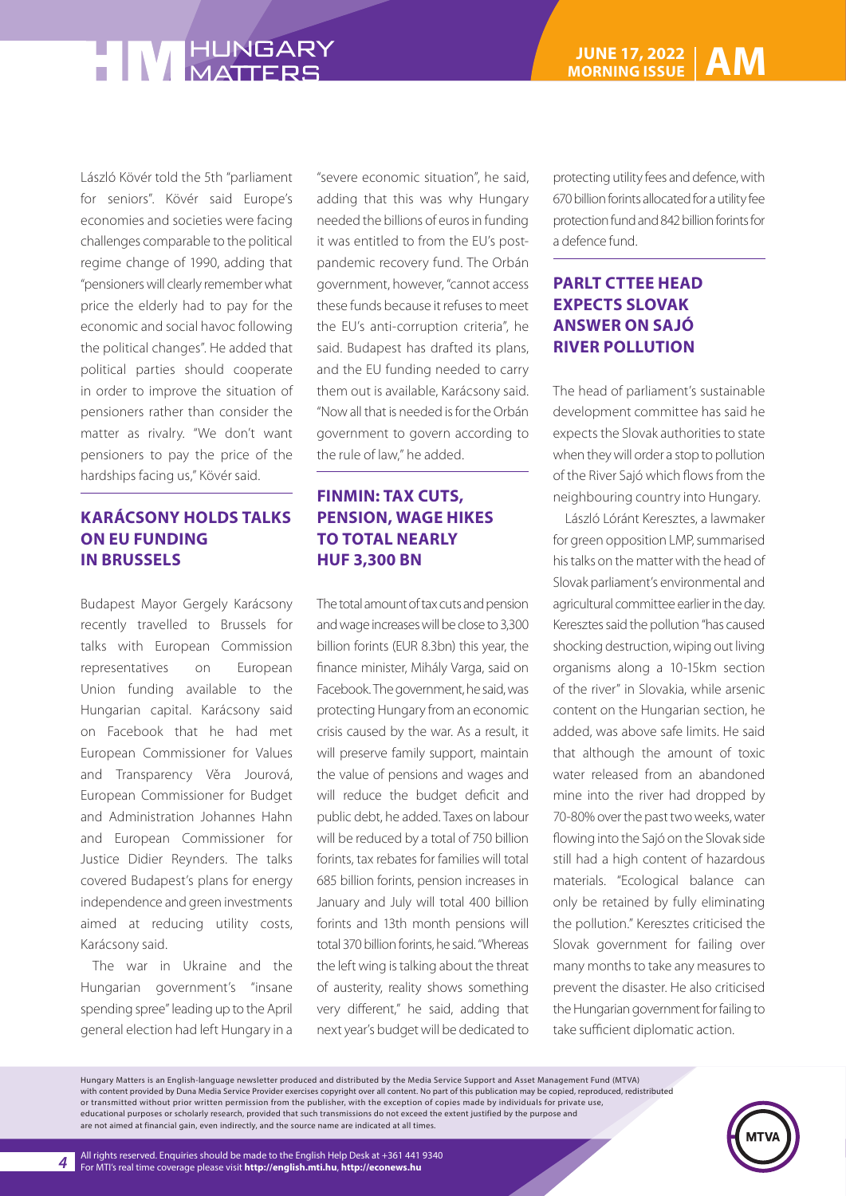László Kövér told the 5th "parliament for seniors". Kövér said Europe's economies and societies were facing challenges comparable to the political regime change of 1990, adding that "pensioners will clearly remember what price the elderly had to pay for the economic and social havoc following the political changes". He added that political parties should cooperate in order to improve the situation of pensioners rather than consider the matter as rivalry. "We don't want pensioners to pay the price of the hardships facing us," Kövér said.

## KARÁCSONY HOLDS TALKS ON EU FUNDING IN BRUSSELS

Budapest Mayor Gergely Karácsony recently travelled to Brussels for talks with European Commission representatives on European Union funding available to the Hungarian capital. Karácsony said on Facebook that he had met European Commissioner for Values and Transparency Věra Jourová, European Commissioner for Budget and Administration Johannes Hahn and European Commissioner for Justice Didier Reynders. The talks covered Budapest's plans for energy independence and green investments aimed at reducing utility costs, Karácsony said.

The war in Ukraine and the Hungarian government's "insane spending spree" leading up to the April general election had left Hungary in a "severe economic situation", he said, adding that this was why Hungary needed the billions of euros in funding it was entitled to from the EU's post-pandemic recovery fund. The Orbán government, however, "cannot access these funds because it refuses to meet the EU's anti-corruption criteria", he said. Budapest has drafted its plans, and the EU funding needed to carry them out is available, Karácsony said. "Now all that is needed is for the Orbán government to govern according to the rule of law," he added.

## FINMIN: TAX CUTS, PENSION, WAGE HIKES TO TOTAL NEARLY HUF 3,300 BN

The total amount of tax cuts and pension and wage increases will be close to 3,300 billion forints (EUR 8.3bn) this year, the finance minister, Mihály Varga, said on Facebook. The government, he said, was protecting Hungary from an economic crisis caused by the war. As a result, it will preserve family support, maintain the value of pensions and wages and will reduce the budget deficit and public debt, he added. Taxes on labour will be reduced by a total of 750 billion forints, tax rebates for families will total 685 billion forints, pension increases in January and July will total 400 billion forints and 13th month pensions will total 370 billion forints, he said. "Whereas the left wing is talking about the threat of austerity, reality shows something very different," he said, adding that next year's budget will be dedicated to protecting utility fees and defence, with 670 billion forints allocated for a utility fee protection fund and 842 billion forints for a defence fund.

## PARLT CTTEE HEAD EXPECTS SLOVAK ANSWER ON SAJÓ RIVER POLLUTION

The head of parliament's sustainable development committee has said he expects the Slovak authorities to state when they will order a stop to pollution of the River Sajó which flows from the neighbouring country into Hungary.

László Lóránt Keresztes, a lawmaker for green opposition LMP, summarised his talks on the matter with the head of Slovak parliament's environmental and agricultural committee earlier in the day. Keresztes said the pollution "has caused shocking destruction, wiping out living organisms along a 10-15km section of the river" in Slovakia, while arsenic content on the Hungarian section, he added, was above safe limits. He said that although the amount of toxic water released from an abandoned mine into the river had dropped by 70-80% over the past two weeks, water flowing into the Sajó on the Slovak side still had a high content of hazardous materials. "Ecological balance can only be retained by fully eliminating the pollution." Keresztes criticised the Slovak government for failing over many months to take any measures to prevent the disaster. He also criticised the Hungarian government for failing to take sufficient diplomatic action.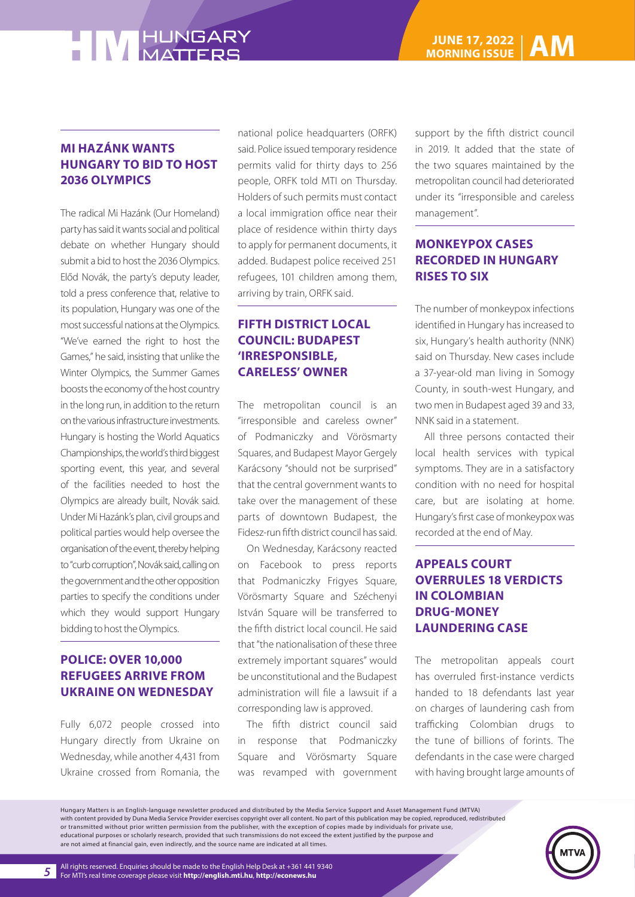## MI HAZÁNK WANTS HUNGARY TO BID TO HOST 2036 OLYMPICS

The radical Mi Hazánk (Our Homeland) party has said it wants social and political debate on whether Hungary should submit a bid to host the 2036 Olympics. Előd Novák, the party's deputy leader, told a press conference that, relative to its population, Hungary was one of the most successful nations at the Olympics. "We've earned the right to host the Games," he said, insisting that unlike the Winter Olympics, the Summer Games boosts the economy of the host country in the long run, in addition to the return on the various infrastructure investments. Hungary is hosting the World Aquatics Championships, the world's third biggest sporting event, this year, and several of the facilities needed to host the Olympics are already built, Novák said. Under Mi Hazánk's plan, civil groups and political parties would help oversee the organisation of the event, thereby helping to "curb corruption", Novák said, calling on the government and the other opposition parties to specify the conditions under which they would support Hungary bidding to host the Olympics.

## POLICE: OVER 10,000 REFUGEES ARRIVE FROM UKRAINE ON WEDNESDAY

Fully 6,072 people crossed into Hungary directly from Ukraine on Wednesday, while another 4,431 from Ukraine crossed from Romania, the national police headquarters (ORFK) said. Police issued temporary residence permits valid for thirty days to 256 people, ORFK told MTI on Thursday. Holders of such permits must contact a local immigration office near their place of residence within thirty days to apply for permanent documents, it added. Budapest police received 251 refugees, 101 children among them, arriving by train, ORFK said.

## FIFTH DISTRICT LOCAL COUNCIL: BUDAPEST 'IRRESPONSIBLE, CARELESS' OWNER

The metropolitan council is an "irresponsible and careless owner" of Podmaniczky and Vörösmarty Squares, and Budapest Mayor Gergely Karácsony "should not be surprised" that the central government wants to take over the management of these parts of downtown Budapest, the Fidesz-run fifth district council has said.

On Wednesday, Karácsony reacted on Facebook to press reports that Podmaniczky Frigyes Square, Vörösmarty Square and Széchenyi István Square will be transferred to the fifth district local council. He said that "the nationalisation of these three extremely important squares" would be unconstitutional and the Budapest administration will file a lawsuit if a corresponding law is approved.

The fifth district council said in response that Podmaniczky Square and Vörösmarty Square was revamped with government support by the fifth district council in 2019. It added that the state of the two squares maintained by the metropolitan council had deteriorated under its "irresponsible and careless management".

## MONKEYPOX CASES RECORDED IN HUNGARY RISES TO SIX

The number of monkeypox infections identified in Hungary has increased to six, Hungary's health authority (NNK) said on Thursday. New cases include a 37-year-old man living in Somogy County, in south-west Hungary, and two men in Budapest aged 39 and 33, NNK said in a statement.

All three persons contacted their local health services with typical symptoms. They are in a satisfactory condition with no need for hospital care, but are isolating at home. Hungary's first case of monkeypox was recorded at the end of May.

## APPEALS COURT OVERRULES 18 VERDICTS IN COLOMBIAN DRUG-MONEY LAUNDERING CASE

The metropolitan appeals court has overruled first-instance verdicts handed to 18 defendants last year on charges of laundering cash from trafficking Colombian drugs to the tune of billions of forints. The defendants in the case were charged with having brought large amounts of

Hungary Matters is an English-language newsletter produced and distributed by the Media Service Support and Asset Management Fund (MTVA) with content provided by Duna Media Service Provider exercises copyright over all content. No part of this publication may be copied, reproduced, redistributed or transmitted without prior written permission from the publisher, with the exception of copies made by individuals for private use, educational purposes or scholarly research, provided that such transmissions do not exceed the extent justified by the purpose and are not aimed at financial gain, even indirectly, and the source name are indicated at all times.

All rights reserved. Enquiries should be made to the English Help Desk at +361 441 9340
For MTI's real time coverage please visit **http://english.mti.hu**, **http://econews.hu**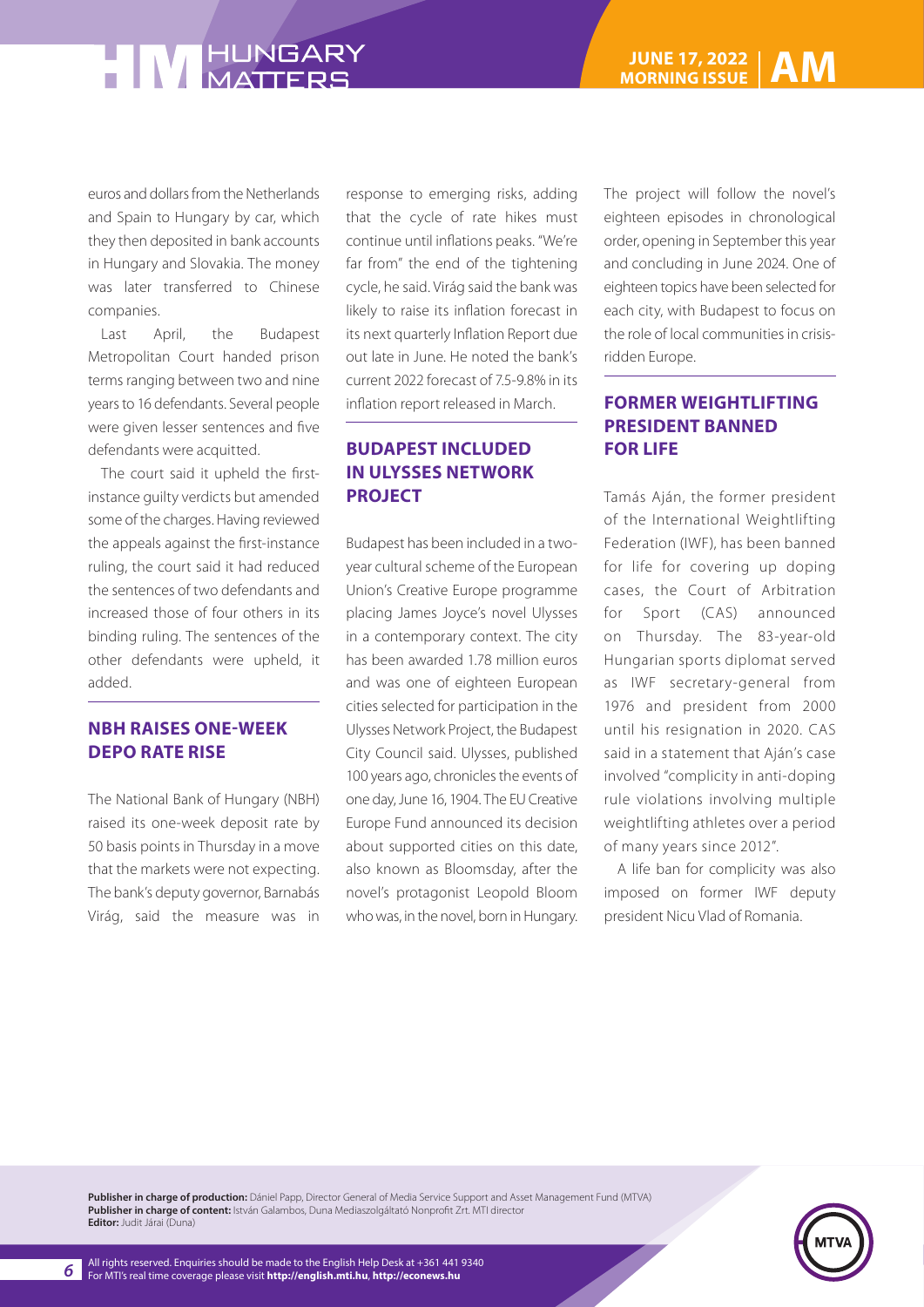euros and dollars from the Netherlands and Spain to Hungary by car, which they then deposited in bank accounts in Hungary and Slovakia. The money was later transferred to Chinese companies.

Last April, the Budapest Metropolitan Court handed prison terms ranging between two and nine years to 16 defendants. Several people were given lesser sentences and five defendants were acquitted.

The court said it upheld the first-instance guilty verdicts but amended some of the charges. Having reviewed the appeals against the first-instance ruling, the court said it had reduced the sentences of two defendants and increased those of four others in its binding ruling. The sentences of the other defendants were upheld, it added.

## NBH RAISES ONE-WEEK DEPO RATE RISE

The National Bank of Hungary (NBH) raised its one-week deposit rate by 50 basis points in Thursday in a move that the markets were not expecting. The bank's deputy governor, Barnabás Virág, said the measure was in response to emerging risks, adding that the cycle of rate hikes must continue until inflations peaks. "We're far from" the end of the tightening cycle, he said. Virág said the bank was likely to raise its inflation forecast in its next quarterly Inflation Report due out late in June. He noted the bank's current 2022 forecast of 7.5-9.8% in its inflation report released in March.

## BUDAPEST INCLUDED IN ULYSSES NETWORK PROJECT

Budapest has been included in a two-year cultural scheme of the European Union's Creative Europe programme placing James Joyce's novel Ulysses in a contemporary context. The city has been awarded 1.78 million euros and was one of eighteen European cities selected for participation in the Ulysses Network Project, the Budapest City Council said. Ulysses, published 100 years ago, chronicles the events of one day, June 16, 1904. The EU Creative Europe Fund announced its decision about supported cities on this date, also known as Bloomsday, after the novel's protagonist Leopold Bloom who was, in the novel, born in Hungary. The project will follow the novel's eighteen episodes in chronological order, opening in September this year and concluding in June 2024. One of eighteen topics have been selected for each city, with Budapest to focus on the role of local communities in crisis-ridden Europe.

## FORMER WEIGHTLIFTING PRESIDENT BANNED FOR LIFE

Tamás Aján, the former president of the International Weightlifting Federation (IWF), has been banned for life for covering up doping cases, the Court of Arbitration for Sport (CAS) announced on Thursday. The 83-year-old Hungarian sports diplomat served as IWF secretary-general from 1976 and president from 2000 until his resignation in 2020. CAS said in a statement that Aján's case involved "complicity in anti-doping rule violations involving multiple weightlifting athletes over a period of many years since 2012".

A life ban for complicity was also imposed on former IWF deputy president Nicu Vlad of Romania.

**Publisher in charge of production:** Dániel Papp, Director General of Media Service Support and Asset Management Fund (MTVA)
**Publisher in charge of content:** István Galambos, Duna Mediaszolgáltató Nonprofit Zrt. MTI director
**Editor:** Judit Járai (Duna)

All rights reserved. Enquiries should be made to the English Help Desk at +361 441 9340
For MTI's real time coverage please visit **http://english.mti.hu**, **http://econews.hu**